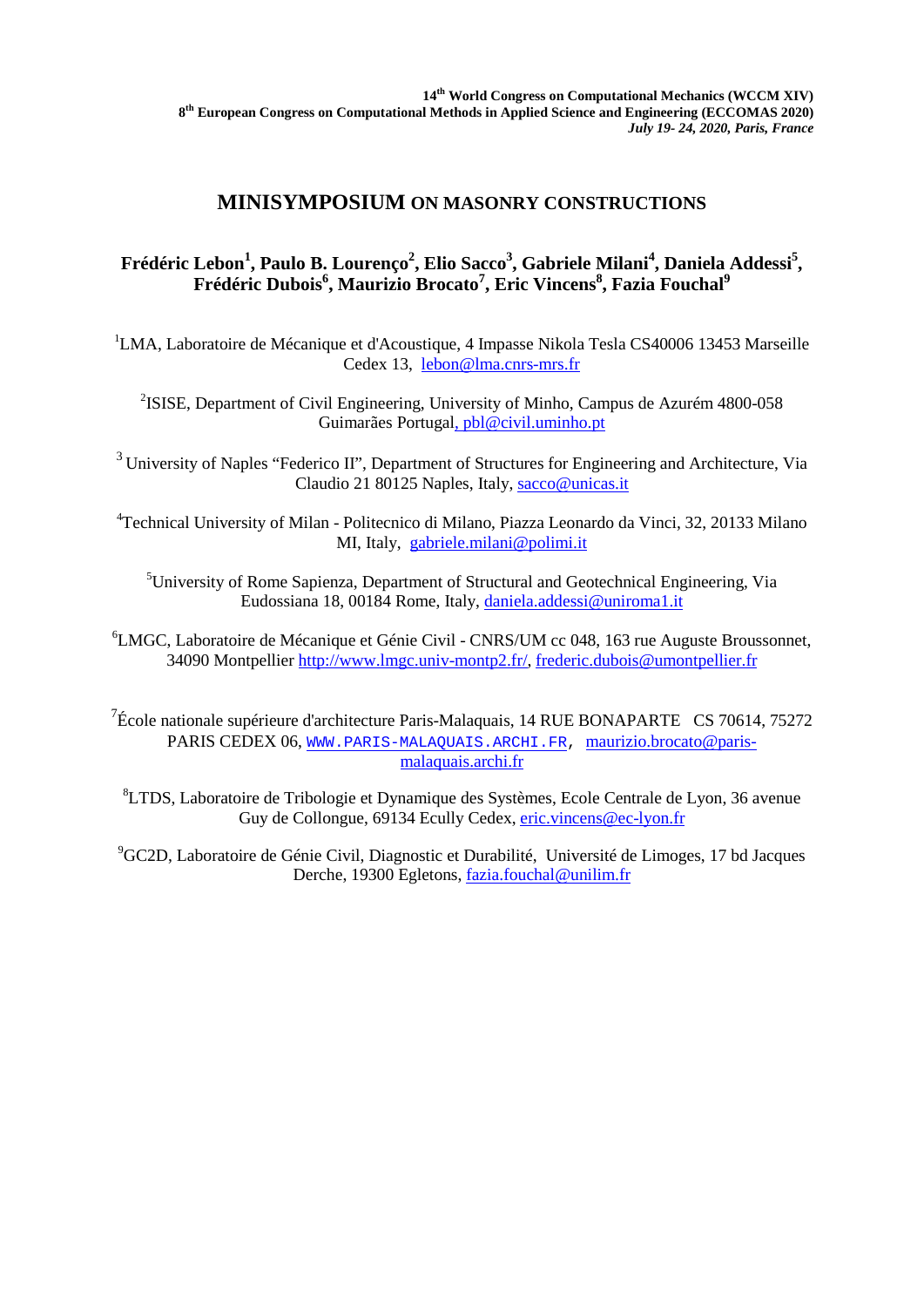# MINISYMPOSIUM ON MASONRY CONSTRUCTIONS

**Frédéric Lebon[1], Paulo B. Lourenço[2], Elio Sacco[3], Gabriele Milani[4], Daniela Addessi[5], Frédéric Dubois[6], Maurizio Brocato[7], Eric Vincens[8], Fazia Fouchal[9]**

[1]LMA, Laboratoire de Mécanique et d'Acoustique, 4 Impasse Nikola Tesla CS40006 13453 Marseille Cedex 13, lebon@lma.cnrs-mrs.fr

[2]ISISE, Department of Civil Engineering, University of Minho, Campus de Azurém 4800-058 Guimarães Portugal, pbl@civil.uminho.pt

[3] University of Naples "Federico II", Department of Structures for Engineering and Architecture, Via Claudio 21 80125 Naples, Italy, sacco@unicas.it

[4]Technical University of Milan - Politecnico di Milano, Piazza Leonardo da Vinci, 32, 20133 Milano MI, Italy, gabriele.milani@polimi.it

[5]University of Rome Sapienza, Department of Structural and Geotechnical Engineering, Via Eudossiana 18, 00184 Rome, Italy, daniela.addessi@uniroma1.it

[6]LMGC, Laboratoire de Mécanique et Génie Civil - CNRS/UM cc 048, 163 rue Auguste Broussonnet, 34090 Montpellier http://www.lmgc.univ-montp2.fr/, frederic.dubois@umontpellier.fr

[7]École nationale supérieure d'architecture Paris-Malaquais, 14 RUE BONAPARTE CS 70614, 75272 PARIS CEDEX 06, WWW.PARIS-MALAQUAIS.ARCHI.FR, maurizio.brocato@paris-malaquais.archi.fr

[8]LTDS, Laboratoire de Tribologie et Dynamique des Systèmes, Ecole Centrale de Lyon, 36 avenue Guy de Collongue, 69134 Ecully Cedex, eric.vincens@ec-lyon.fr

[9]GC2D, Laboratoire de Génie Civil, Diagnostic et Durabilité, Université de Limoges, 17 bd Jacques Derche, 19300 Egletons, fazia.fouchal@unilim.fr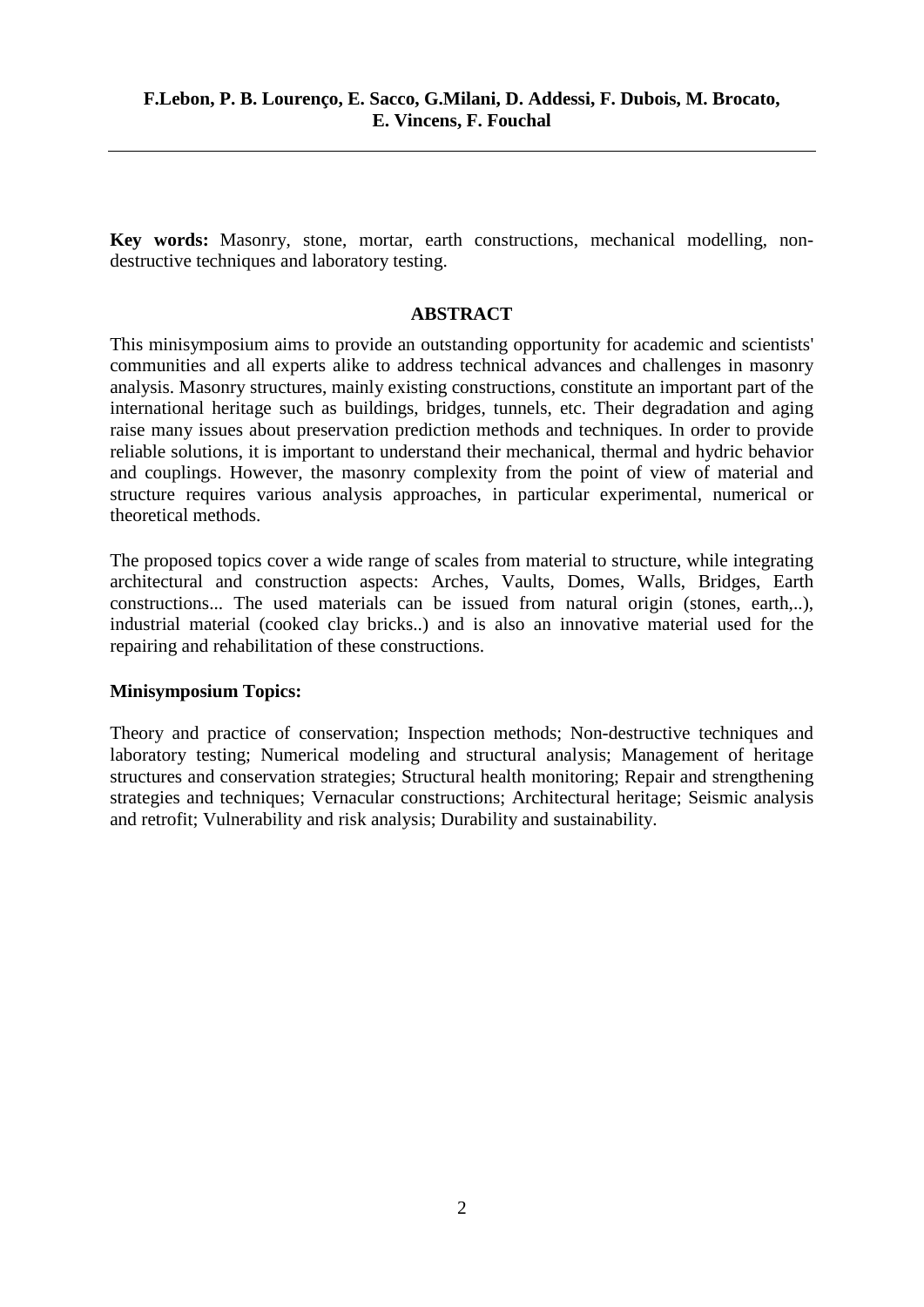**F.Lebon, P. B. Lourenço, E. Sacco, G.Milani, D. Addessi, F. Dubois, M. Brocato, E. Vincens, F. Fouchal**

**Key words:** Masonry, stone, mortar, earth constructions, mechanical modelling, non-destructive techniques and laboratory testing.

## ABSTRACT

This minisymposium aims to provide an outstanding opportunity for academic and scientists' communities and all experts alike to address technical advances and challenges in masonry analysis. Masonry structures, mainly existing constructions, constitute an important part of the international heritage such as buildings, bridges, tunnels, etc. Their degradation and aging raise many issues about preservation prediction methods and techniques. In order to provide reliable solutions, it is important to understand their mechanical, thermal and hydric behavior and couplings. However, the masonry complexity from the point of view of material and structure requires various analysis approaches, in particular experimental, numerical or theoretical methods.

The proposed topics cover a wide range of scales from material to structure, while integrating architectural and construction aspects: Arches, Vaults, Domes, Walls, Bridges, Earth constructions... The used materials can be issued from natural origin (stones, earth,..), industrial material (cooked clay bricks..) and is also an innovative material used for the repairing and rehabilitation of these constructions.

**Minisymposium Topics:**

Theory and practice of conservation; Inspection methods; Non-destructive techniques and laboratory testing; Numerical modeling and structural analysis; Management of heritage structures and conservation strategies; Structural health monitoring; Repair and strengthening strategies and techniques; Vernacular constructions; Architectural heritage; Seismic analysis and retrofit; Vulnerability and risk analysis; Durability and sustainability.